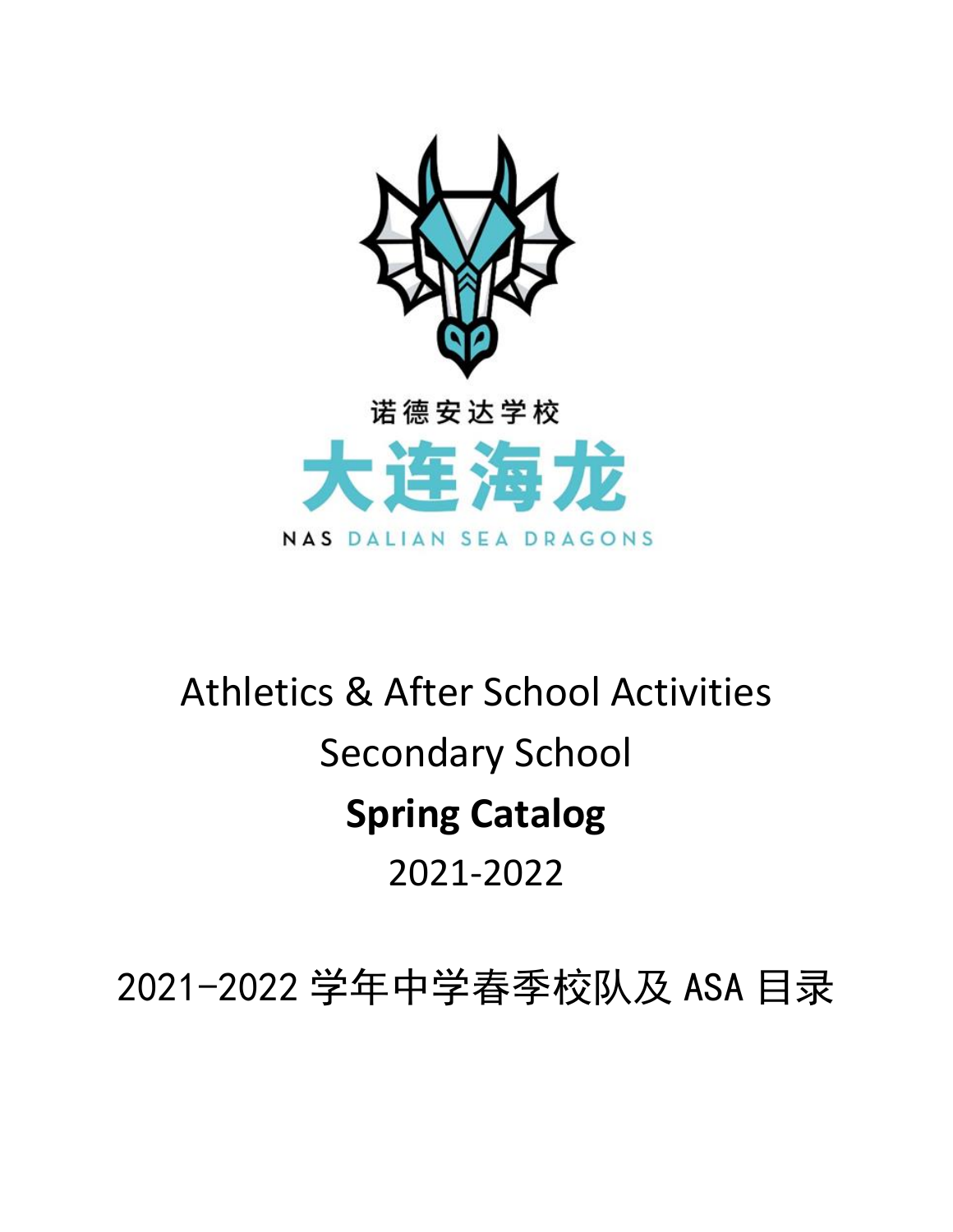诺德安达学校

大连海龙

NAS DALIAN SEA DRAGONS

# Athletics & After School Activities

# Secondary School

# **Spring Catalog**

# 2021-2022

# 2021-2022 学年中学春季校队及 ASA 目录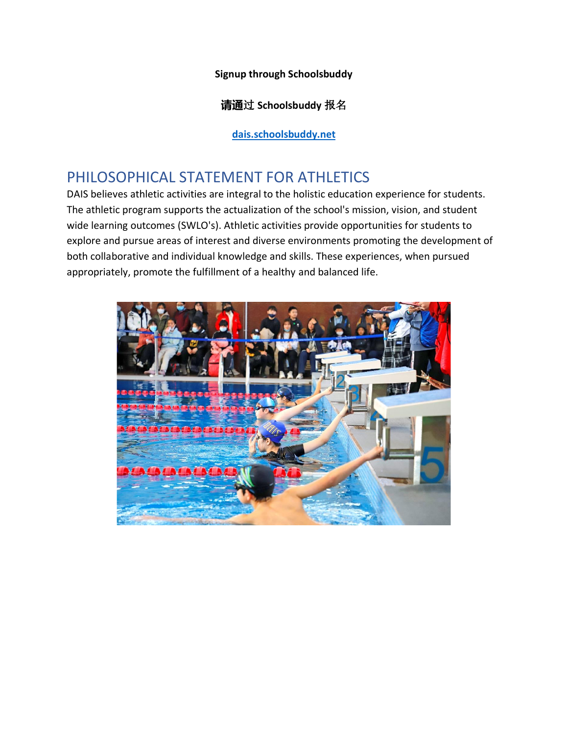**Signup through Schoolsbuddy**

**请通过 Schoolsbuddy 报名**

**[dais.schoolsbuddy.net](dais.schoolsbuddy.net)**

## PHILOSOPHICAL STATEMENT FOR ATHLETICS

DAIS believes athletic activities are integral to the holistic education experience for students. The athletic program supports the actualization of the school's mission, vision, and student wide learning outcomes (SWLO's). Athletic activities provide opportunities for students to explore and pursue areas of interest and diverse environments promoting the development of both collaborative and individual knowledge and skills. These experiences, when pursued appropriately, promote the fulfillment of a healthy and balanced life.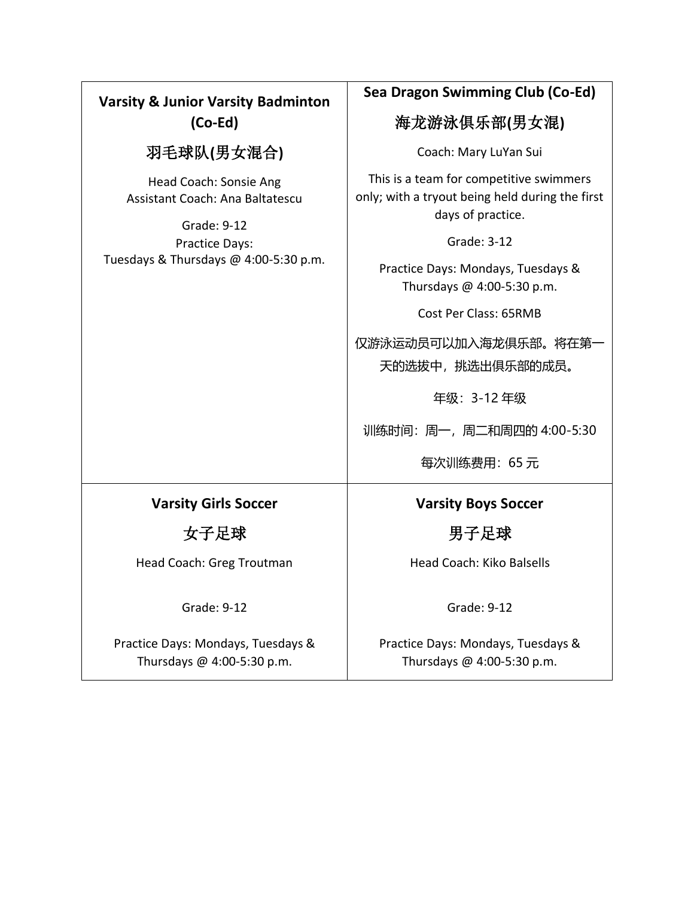### Varsity & Junior Varsity Badminton (Co-Ed)

### 羽毛球队(男女混合)

Head Coach: Sonsie Ang
Assistant Coach: Ana Baltatescu

Grade: 9-12
Practice Days:
Tuesdays & Thursdays @ 4:00-5:30 p.m.

### Sea Dragon Swimming Club (Co-Ed)

### 海龙游泳俱乐部(男女混)

Coach: Mary LuYan Sui

This is a team for competitive swimmers only; with a tryout being held during the first days of practice.

Grade: 3-12

Practice Days: Mondays, Tuesdays & Thursdays @ 4:00-5:30 p.m.

Cost Per Class: 65RMB

仅游泳运动员可以加入海龙俱乐部。将在第一天的选拔中，挑选出俱乐部的成员。

年级：3-12 年级

训练时间：周一，周二和周四的 4:00-5:30

每次训练费用：65 元

### Varsity Girls Soccer

### 女子足球

Head Coach: Greg Troutman

Grade: 9-12

Practice Days: Mondays, Tuesdays & Thursdays @ 4:00-5:30 p.m.

### Varsity Boys Soccer

### 男子足球

Head Coach: Kiko Balsells

Grade: 9-12

Practice Days: Mondays, Tuesdays & Thursdays @ 4:00-5:30 p.m.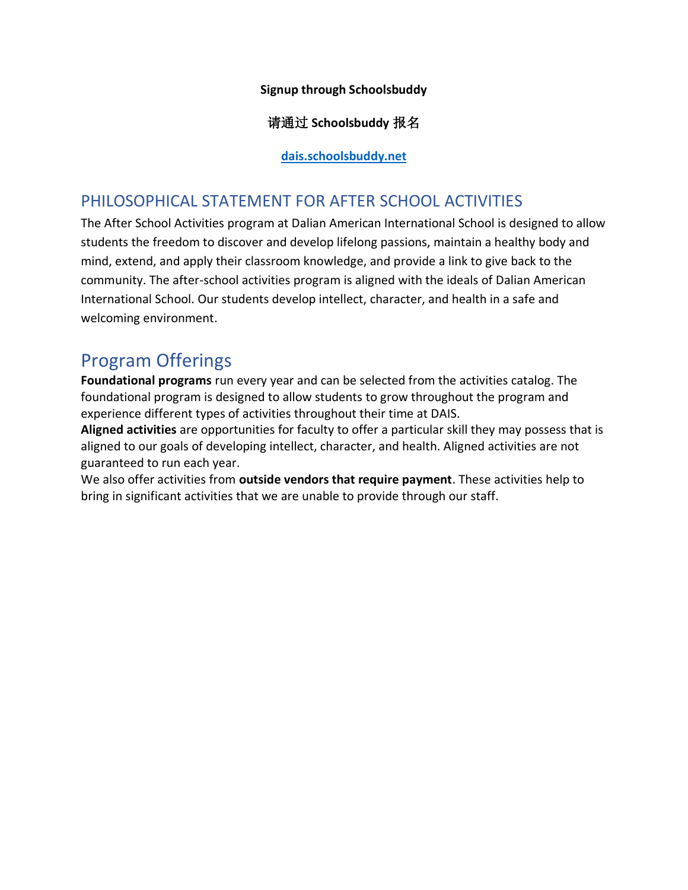**Signup through Schoolsbuddy**

**请通过 Schoolsbuddy 报名**

**[dais.schoolsbuddy.net](dais.schoolsbuddy.net)**

## PHILOSOPHICAL STATEMENT FOR AFTER SCHOOL ACTIVITIES

The After School Activities program at Dalian American International School is designed to allow students the freedom to discover and develop lifelong passions, maintain a healthy body and mind, extend, and apply their classroom knowledge, and provide a link to give back to the community. The after-school activities program is aligned with the ideals of Dalian American International School. Our students develop intellect, character, and health in a safe and welcoming environment.

# Program Offerings

**Foundational programs** run every year and can be selected from the activities catalog. The foundational program is designed to allow students to grow throughout the program and experience different types of activities throughout their time at DAIS.

**Aligned activities** are opportunities for faculty to offer a particular skill they may possess that is aligned to our goals of developing intellect, character, and health. Aligned activities are not guaranteed to run each year.

We also offer activities from **outside vendors that require payment**. These activities help to bring in significant activities that we are unable to provide through our staff.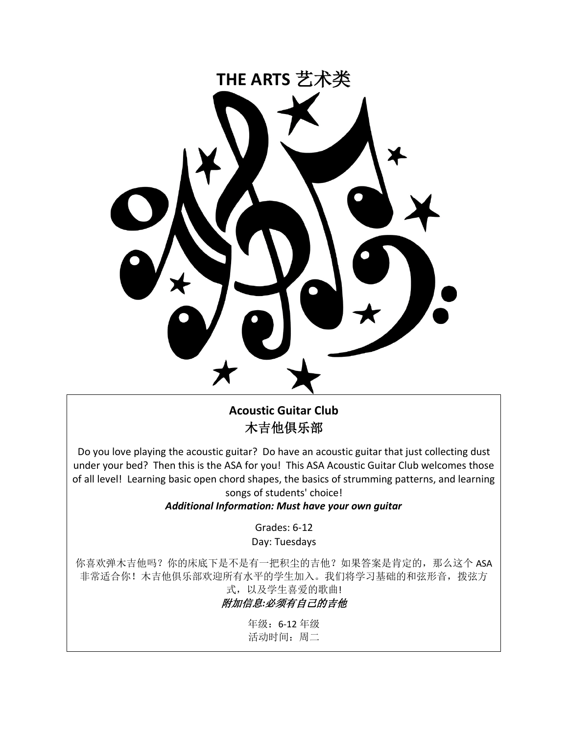# THE ARTS 艺术类

## Acoustic Guitar Club
## 木吉他俱乐部

Do you love playing the acoustic guitar? Do have an acoustic guitar that just collecting dust under your bed? Then this is the ASA for you! This ASA Acoustic Guitar Club welcomes those of all level! Learning basic open chord shapes, the basics of strumming patterns, and learning songs of students' choice!

***Additional Information: Must have your own guitar***

Grades: 6-12
Day: Tuesdays

你喜欢弹木吉他吗？你的床底下是不是有一把积尘的吉他？如果答案是肯定的，那么这个 ASA 非常适合你！木吉他俱乐部欢迎所有水平的学生加入。我们将学习基础的和弦形音，拨弦方式，以及学生喜爱的歌曲!

***附加信息:必须有自己的吉他***

年级：6-12 年级
活动时间：周二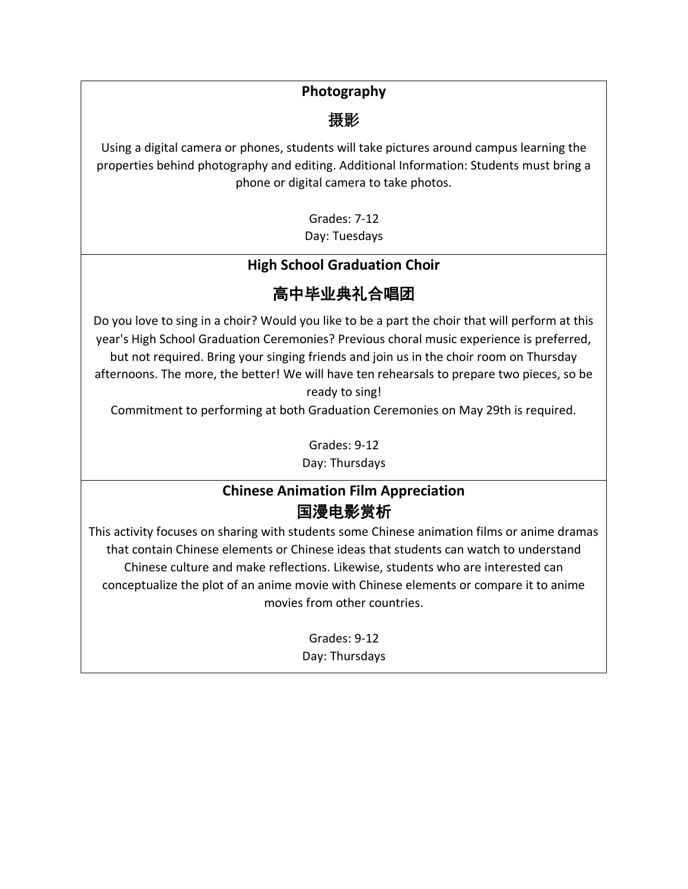## Photography

## 摄影

Using a digital camera or phones, students will take pictures around campus learning the properties behind photography and editing. Additional Information: Students must bring a phone or digital camera to take photos.

Grades: 7-12
Day: Tuesdays

## High School Graduation Choir

## 高中毕业典礼合唱团

Do you love to sing in a choir? Would you like to be a part the choir that will perform at this year's High School Graduation Ceremonies? Previous choral music experience is preferred, but not required. Bring your singing friends and join us in the choir room on Thursday afternoons. The more, the better! We will have ten rehearsals to prepare two pieces, so be ready to sing!
Commitment to performing at both Graduation Ceremonies on May 29th is required.

Grades: 9-12
Day: Thursdays

## Chinese Animation Film Appreciation

## 国漫电影赏析

This activity focuses on sharing with students some Chinese animation films or anime dramas that contain Chinese elements or Chinese ideas that students can watch to understand Chinese culture and make reflections. Likewise, students who are interested can conceptualize the plot of an anime movie with Chinese elements or compare it to anime movies from other countries.

Grades: 9-12
Day: Thursdays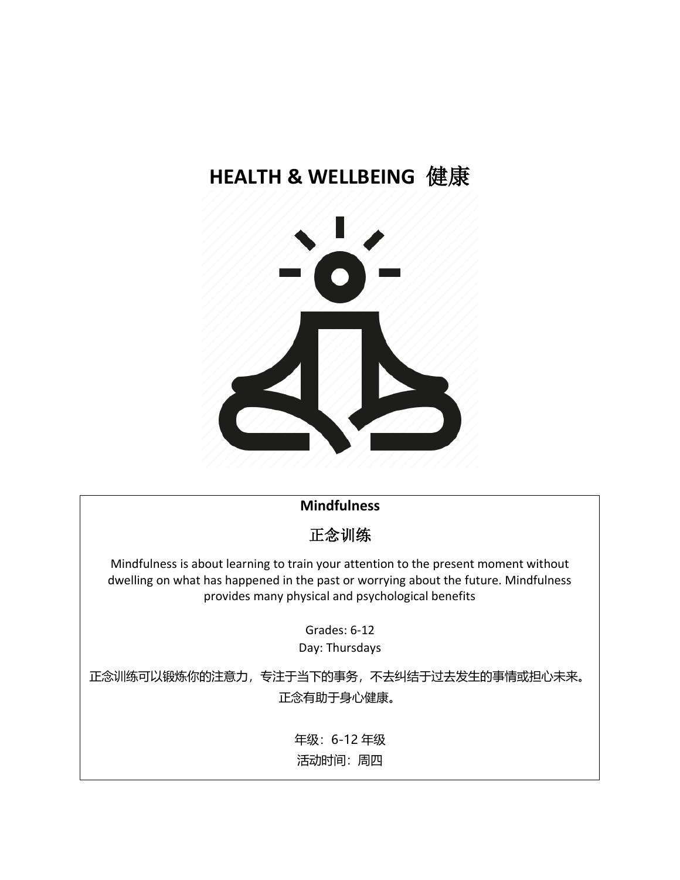# HEALTH & WELLBEING 健康

**Mindfulness**

**正念训练**

Mindfulness is about learning to train your attention to the present moment without dwelling on what has happened in the past or worrying about the future. Mindfulness provides many physical and psychological benefits

Grades: 6-12
Day: Thursdays

正念训练可以锻炼你的注意力，专注于当下的事务，不去纠结于过去发生的事情或担心未来。正念有助于身心健康。

年级：6-12 年级
活动时间：周四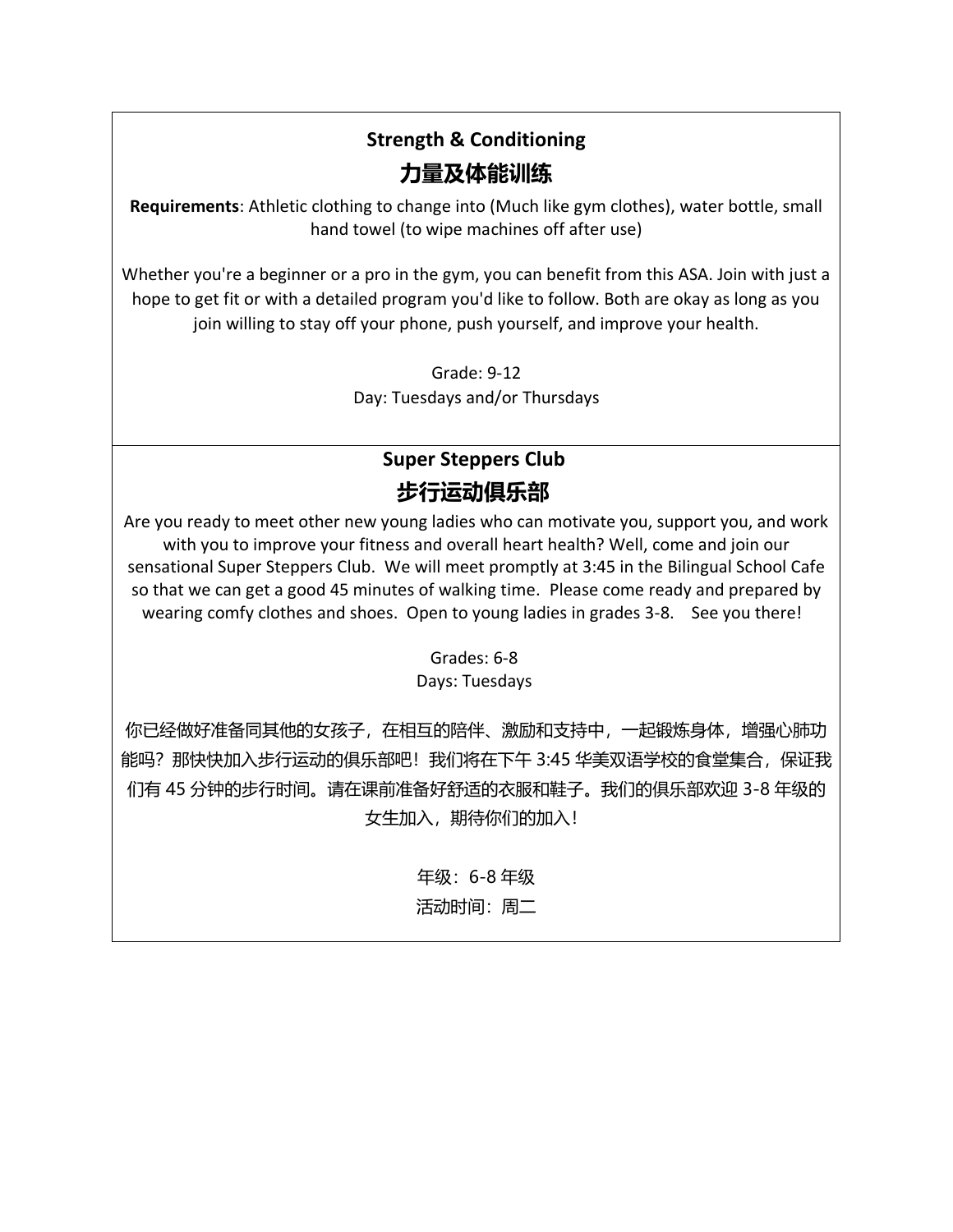## Strength & Conditioning

## 力量及体能训练

**Requirements**: Athletic clothing to change into (Much like gym clothes), water bottle, small hand towel (to wipe machines off after use)

Whether you're a beginner or a pro in the gym, you can benefit from this ASA. Join with just a hope to get fit or with a detailed program you'd like to follow. Both are okay as long as you join willing to stay off your phone, push yourself, and improve your health.

Grade: 9-12

Day: Tuesdays and/or Thursdays

## Super Steppers Club

## 步行运动俱乐部

Are you ready to meet other new young ladies who can motivate you, support you, and work with you to improve your fitness and overall heart health? Well, come and join our sensational Super Steppers Club. We will meet promptly at 3:45 in the Bilingual School Cafe so that we can get a good 45 minutes of walking time. Please come ready and prepared by wearing comfy clothes and shoes. Open to young ladies in grades 3-8. See you there!

Grades: 6-8

Days: Tuesdays

你已经做好准备同其他的女孩子，在相互的陪伴、激励和支持中，一起锻炼身体，增强心肺功能吗？那快快加入步行运动的俱乐部吧！我们将在下午 3:45 华美双语学校的食堂集合，保证我们有 45 分钟的步行时间。请在课前准备好舒适的衣服和鞋子。我们的俱乐部欢迎 3-8 年级的女生加入，期待你们的加入！

年级：6-8 年级

活动时间：周二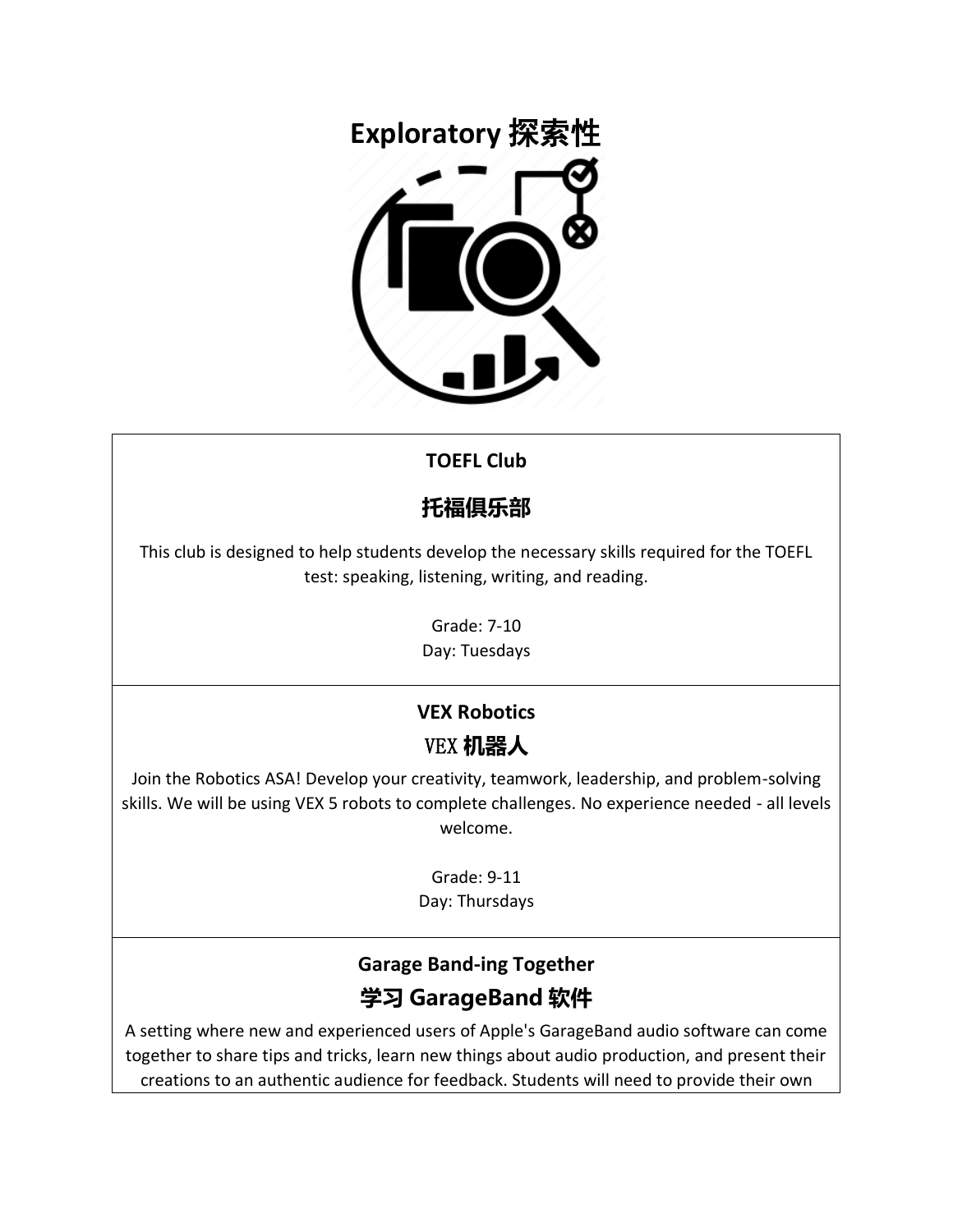# Exploratory 探索性

### TOEFL Club

### 托福俱乐部

This club is designed to help students develop the necessary skills required for the TOEFL test: speaking, listening, writing, and reading.

Grade: 7-10
Day: Tuesdays

---

### VEX Robotics

### VEX 机器人

Join the Robotics ASA! Develop your creativity, teamwork, leadership, and problem-solving skills. We will be using VEX 5 robots to complete challenges. No experience needed - all levels welcome.

Grade: 9-11
Day: Thursdays

---

### Garage Band-ing Together

### 学习 GarageBand 软件

A setting where new and experienced users of Apple's GarageBand audio software can come together to share tips and tricks, learn new things about audio production, and present their creations to an authentic audience for feedback. Students will need to provide their own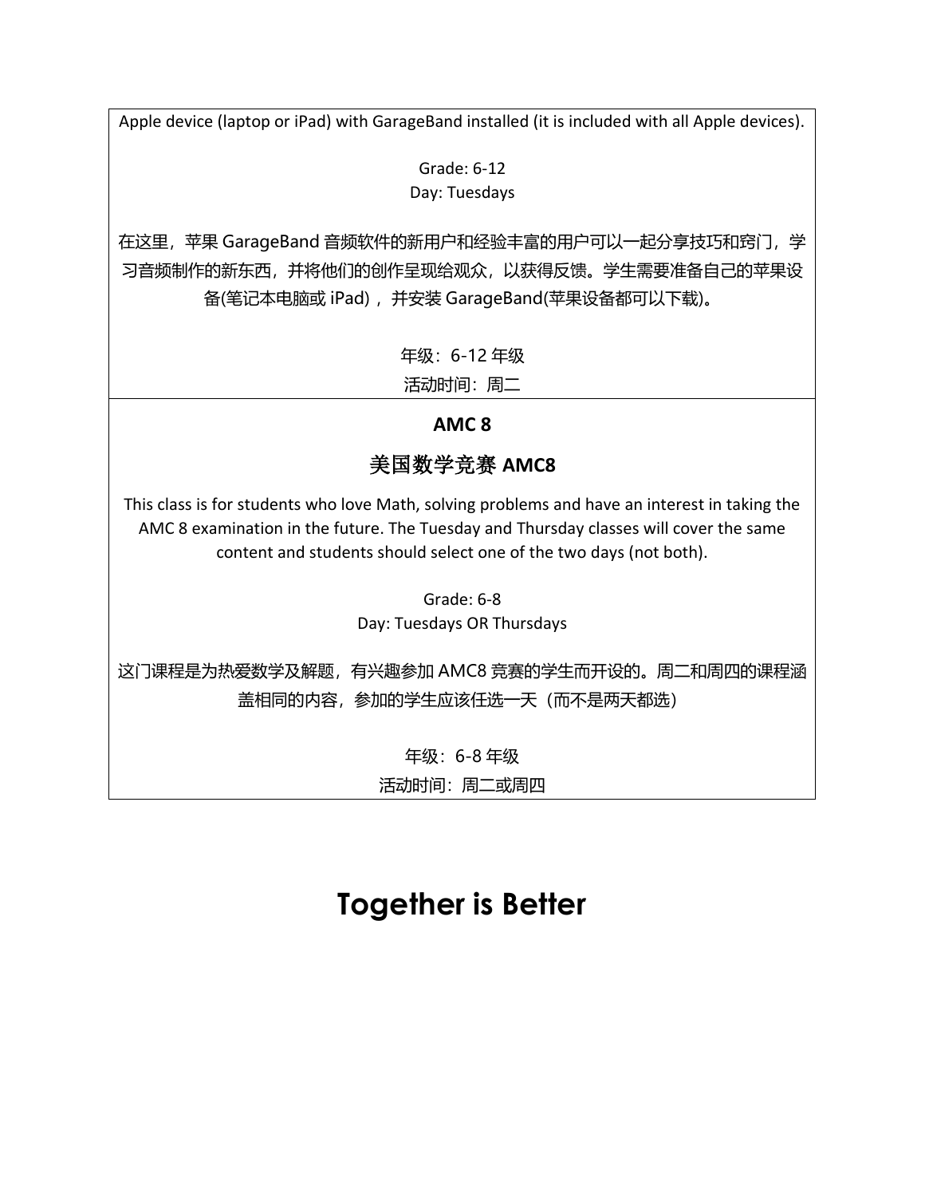Apple device (laptop or iPad) with GarageBand installed (it is included with all Apple devices).

Grade: 6-12
Day: Tuesdays

在这里，苹果 GarageBand 音频软件的新用户和经验丰富的用户可以一起分享技巧和窍门，学习音频制作的新东西，并将他们的创作呈现给观众，以获得反馈。学生需要准备自己的苹果设备(笔记本电脑或 iPad)，并安装 GarageBand(苹果设备都可以下载)。

年级：6-12 年级
活动时间：周二

**AMC 8**

**美国数学竞赛 AMC8**

This class is for students who love Math, solving problems and have an interest in taking the AMC 8 examination in the future. The Tuesday and Thursday classes will cover the same content and students should select one of the two days (not both).

Grade: 6-8
Day: Tuesdays OR Thursdays

这门课程是为热爱数学及解题，有兴趣参加 AMC8 竞赛的学生而开设的。周二和周四的课程涵盖相同的内容，参加的学生应该任选一天（而不是两天都选）

年级：6-8 年级
活动时间：周二或周四

# Together is Better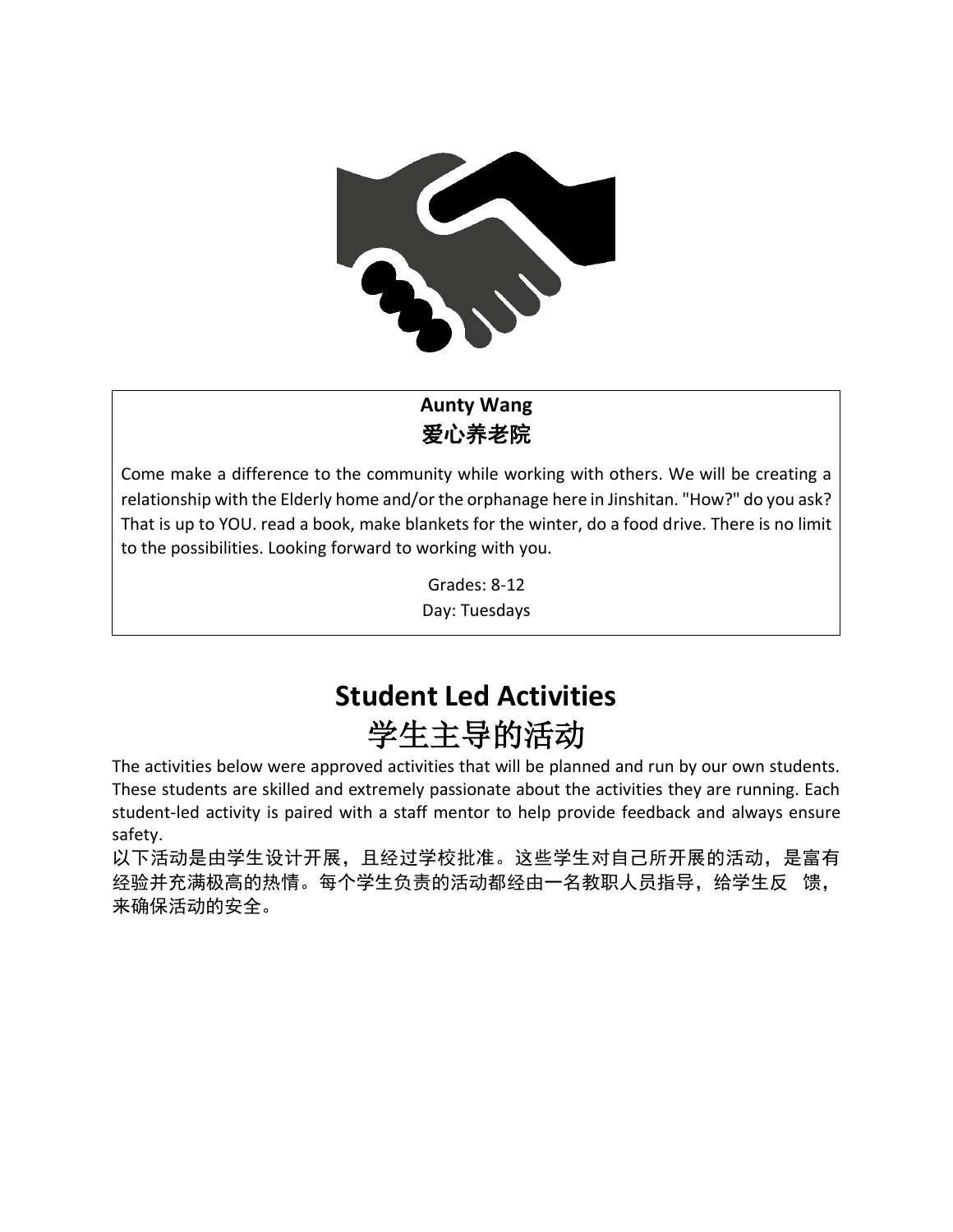**Aunty Wang**
**爱心养老院**

Come make a difference to the community while working with others. We will be creating a relationship with the Elderly home and/or the orphanage here in Jinshitan. "How?" do you ask? That is up to YOU. read a book, make blankets for the winter, do a food drive. There is no limit to the possibilities. Looking forward to working with you.

Grades: 8-12
Day: Tuesdays

# Student Led Activities
# 学生主导的活动

The activities below were approved activities that will be planned and run by our own students. These students are skilled and extremely passionate about the activities they are running. Each student-led activity is paired with a staff mentor to help provide feedback and always ensure safety.

以下活动是由学生设计开展，且经过学校批准。这些学生对自己所开展的活动，是富有经验并充满极高的热情。每个学生负责的活动都经由一名教职人员指导，给学生反 馈，来确保活动的安全。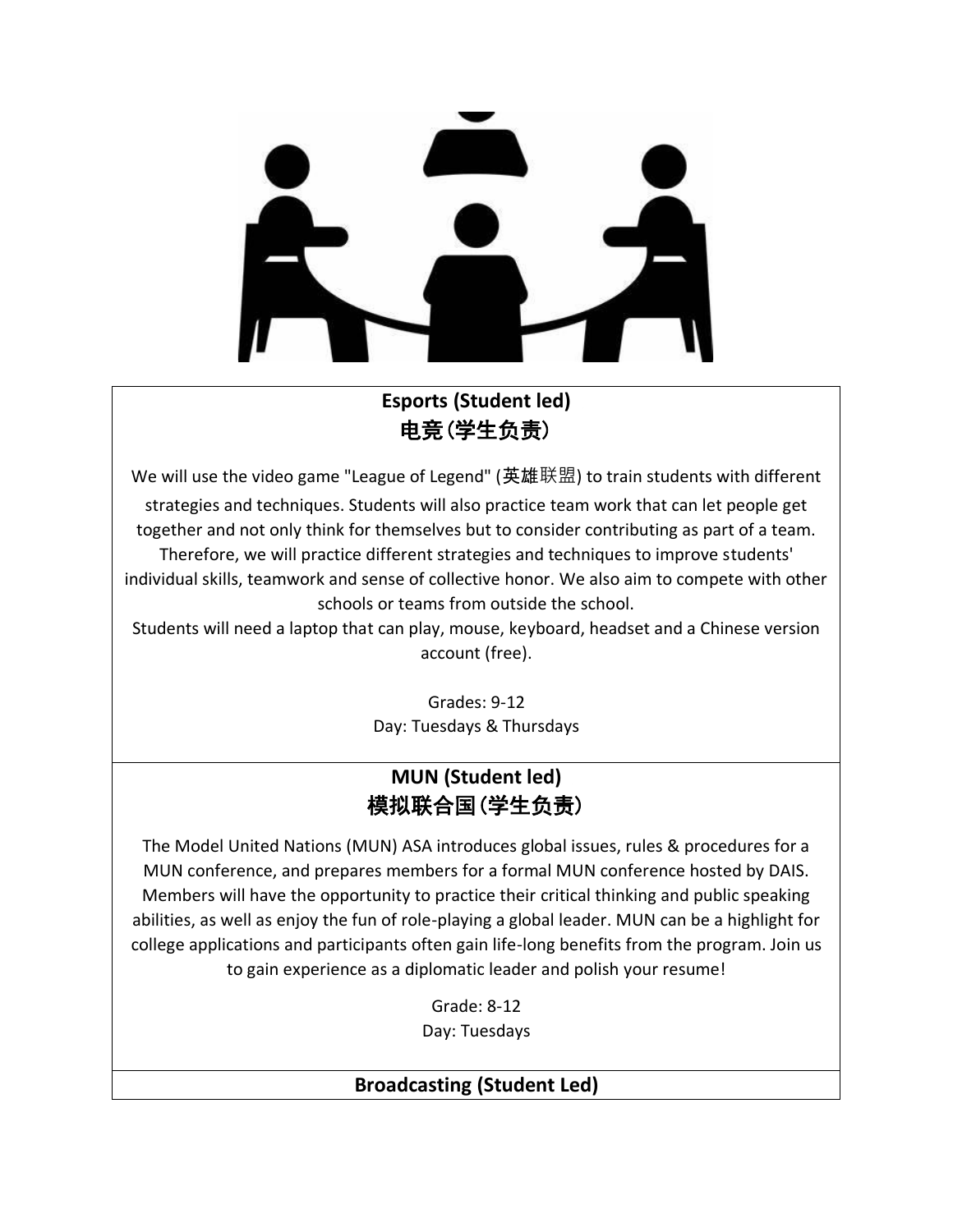## Esports (Student led)
## 电竞（学生负责）

We will use the video game "League of Legend" (英雄联盟) to train students with different strategies and techniques. Students will also practice team work that can let people get together and not only think for themselves but to consider contributing as part of a team. Therefore, we will practice different strategies and techniques to improve students' individual skills, teamwork and sense of collective honor. We also aim to compete with other schools or teams from outside the school.
Students will need a laptop that can play, mouse, keyboard, headset and a Chinese version account (free).

Grades: 9-12
Day: Tuesdays & Thursdays

## MUN (Student led)
## 模拟联合国（学生负责）

The Model United Nations (MUN) ASA introduces global issues, rules & procedures for a MUN conference, and prepares members for a formal MUN conference hosted by DAIS. Members will have the opportunity to practice their critical thinking and public speaking abilities, as well as enjoy the fun of role-playing a global leader. MUN can be a highlight for college applications and participants often gain life-long benefits from the program. Join us to gain experience as a diplomatic leader and polish your resume!

Grade: 8-12
Day: Tuesdays

## Broadcasting (Student Led)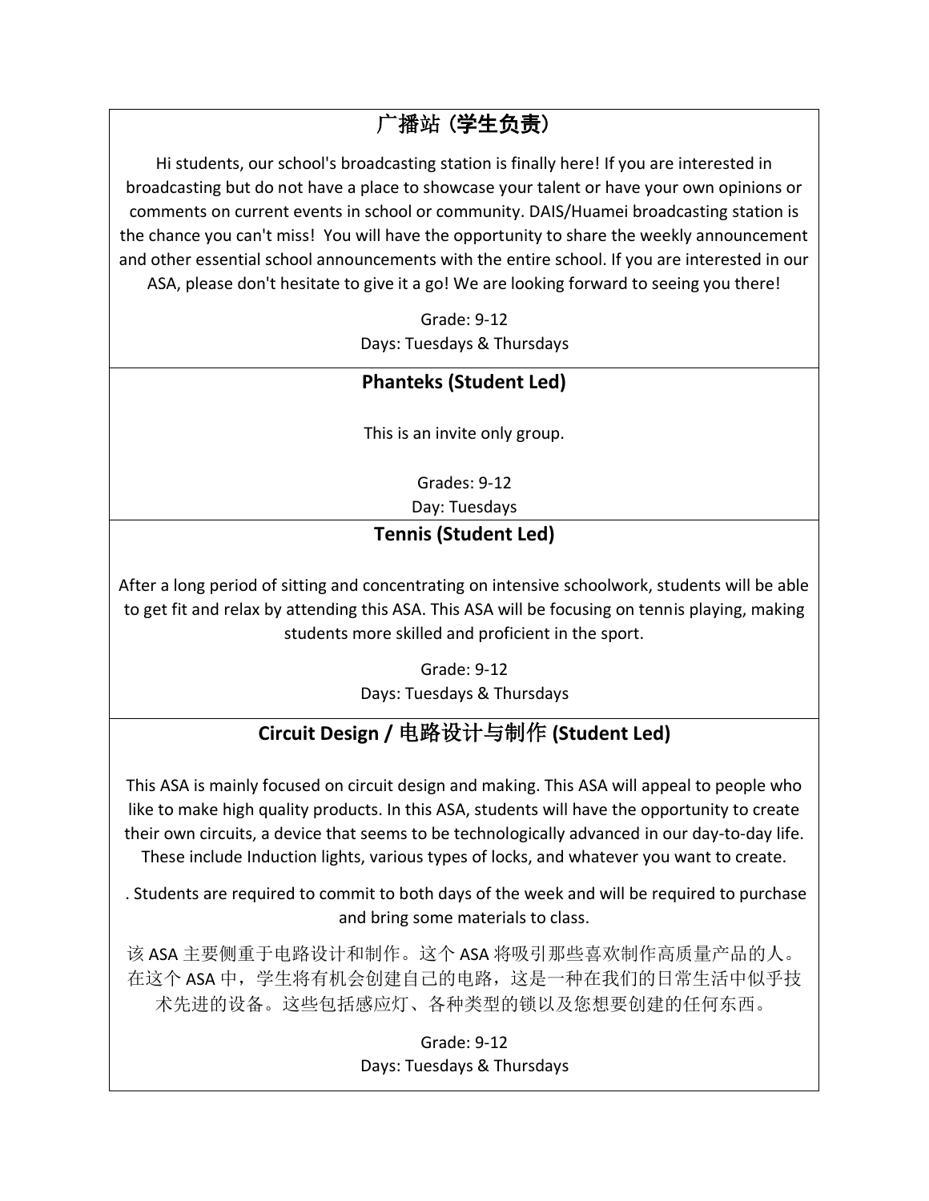## 广播站 (学生负责)

Hi students, our school's broadcasting station is finally here! If you are interested in broadcasting but do not have a place to showcase your talent or have your own opinions or comments on current events in school or community. DAIS/Huamei broadcasting station is the chance you can't miss!  You will have the opportunity to share the weekly announcement and other essential school announcements with the entire school. If you are interested in our ASA, please don't hesitate to give it a go! We are looking forward to seeing you there!

Grade: 9-12
Days: Tuesdays & Thursdays

## Phanteks (Student Led)

This is an invite only group.

Grades: 9-12
Day: Tuesdays

## Tennis (Student Led)

After a long period of sitting and concentrating on intensive schoolwork, students will be able to get fit and relax by attending this ASA. This ASA will be focusing on tennis playing, making students more skilled and proficient in the sport.

Grade: 9-12
Days: Tuesdays & Thursdays

## Circuit Design / 电路设计与制作 (Student Led)

This ASA is mainly focused on circuit design and making. This ASA will appeal to people who like to make high quality products. In this ASA, students will have the opportunity to create their own circuits, a device that seems to be technologically advanced in our day-to-day life. These include Induction lights, various types of locks, and whatever you want to create.

. Students are required to commit to both days of the week and will be required to purchase and bring some materials to class.

该 ASA 主要侧重于电路设计和制作。这个 ASA 将吸引那些喜欢制作高质量产品的人。在这个 ASA 中，学生将有机会创建自己的电路，这是一种在我们的日常生活中似乎技术先进的设备。这些包括感应灯、各种类型的锁以及您想要创建的任何东西。

Grade: 9-12
Days: Tuesdays & Thursdays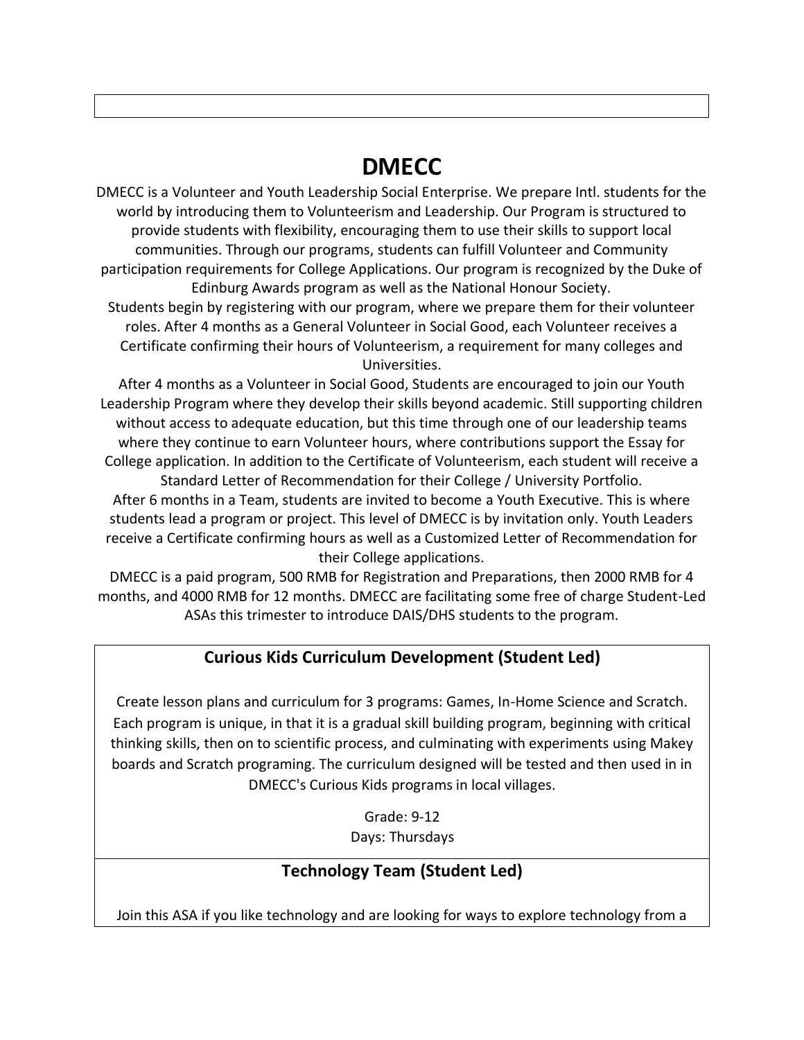# DMECC

DMECC is a Volunteer and Youth Leadership Social Enterprise. We prepare Intl. students for the world by introducing them to Volunteerism and Leadership. Our Program is structured to provide students with flexibility, encouraging them to use their skills to support local communities. Through our programs, students can fulfill Volunteer and Community participation requirements for College Applications. Our program is recognized by the Duke of Edinburg Awards program as well as the National Honour Society.

Students begin by registering with our program, where we prepare them for their volunteer roles. After 4 months as a General Volunteer in Social Good, each Volunteer receives a Certificate confirming their hours of Volunteerism, a requirement for many colleges and Universities.

After 4 months as a Volunteer in Social Good, Students are encouraged to join our Youth Leadership Program where they develop their skills beyond academic. Still supporting children without access to adequate education, but this time through one of our leadership teams where they continue to earn Volunteer hours, where contributions support the Essay for College application. In addition to the Certificate of Volunteerism, each student will receive a Standard Letter of Recommendation for their College / University Portfolio.

After 6 months in a Team, students are invited to become a Youth Executive. This is where students lead a program or project. This level of DMECC is by invitation only. Youth Leaders receive a Certificate confirming hours as well as a Customized Letter of Recommendation for their College applications.

DMECC is a paid program, 500 RMB for Registration and Preparations, then 2000 RMB for 4 months, and 4000 RMB for 12 months. DMECC are facilitating some free of charge Student-Led ASAs this trimester to introduce DAIS/DHS students to the program.

### Curious Kids Curriculum Development (Student Led)

Create lesson plans and curriculum for 3 programs: Games, In-Home Science and Scratch. Each program is unique, in that it is a gradual skill building program, beginning with critical thinking skills, then on to scientific process, and culminating with experiments using Makey boards and Scratch programing. The curriculum designed will be tested and then used in in DMECC's Curious Kids programs in local villages.

Grade: 9-12
Days: Thursdays

### Technology Team (Student Led)

Join this ASA if you like technology and are looking for ways to explore technology from a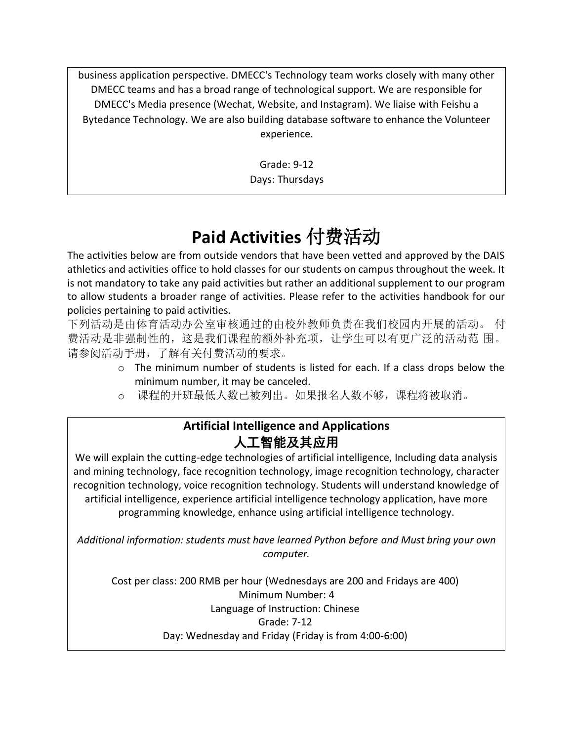business application perspective. DMECC's Technology team works closely with many other DMECC teams and has a broad range of technological support. We are responsible for DMECC's Media presence (Wechat, Website, and Instagram). We liaise with Feishu a Bytedance Technology. We are also building database software to enhance the Volunteer experience.

Grade: 9-12
Days: Thursdays

# Paid Activities 付费活动

The activities below are from outside vendors that have been vetted and approved by the DAIS athletics and activities office to hold classes for our students on campus throughout the week. It is not mandatory to take any paid activities but rather an additional supplement to our program to allow students a broader range of activities. Please refer to the activities handbook for our policies pertaining to paid activities.

下列活动是由体育活动办公室审核通过的由校外教师负责在我们校园内开展的活动。 付费活动是非强制性的，这是我们课程的额外补充项，让学生可以有更广泛的活动范 围。请参阅活动手册，了解有关付费活动的要求。

- The minimum number of students is listed for each. If a class drops below the minimum number, it may be canceled.
- 课程的开班最低人数已被列出。如果报名人数不够，课程将被取消。

## Artificial Intelligence and Applications
## 人工智能及其应用

We will explain the cutting-edge technologies of artificial intelligence, Including data analysis and mining technology, face recognition technology, image recognition technology, character recognition technology, voice recognition technology. Students will understand knowledge of artificial intelligence, experience artificial intelligence technology application, have more programming knowledge, enhance using artificial intelligence technology.

*Additional information: students must have learned Python before and Must bring your own computer.*

Cost per class: 200 RMB per hour (Wednesdays are 200 and Fridays are 400)
Minimum Number: 4
Language of Instruction: Chinese
Grade: 7-12
Day: Wednesday and Friday (Friday is from 4:00-6:00)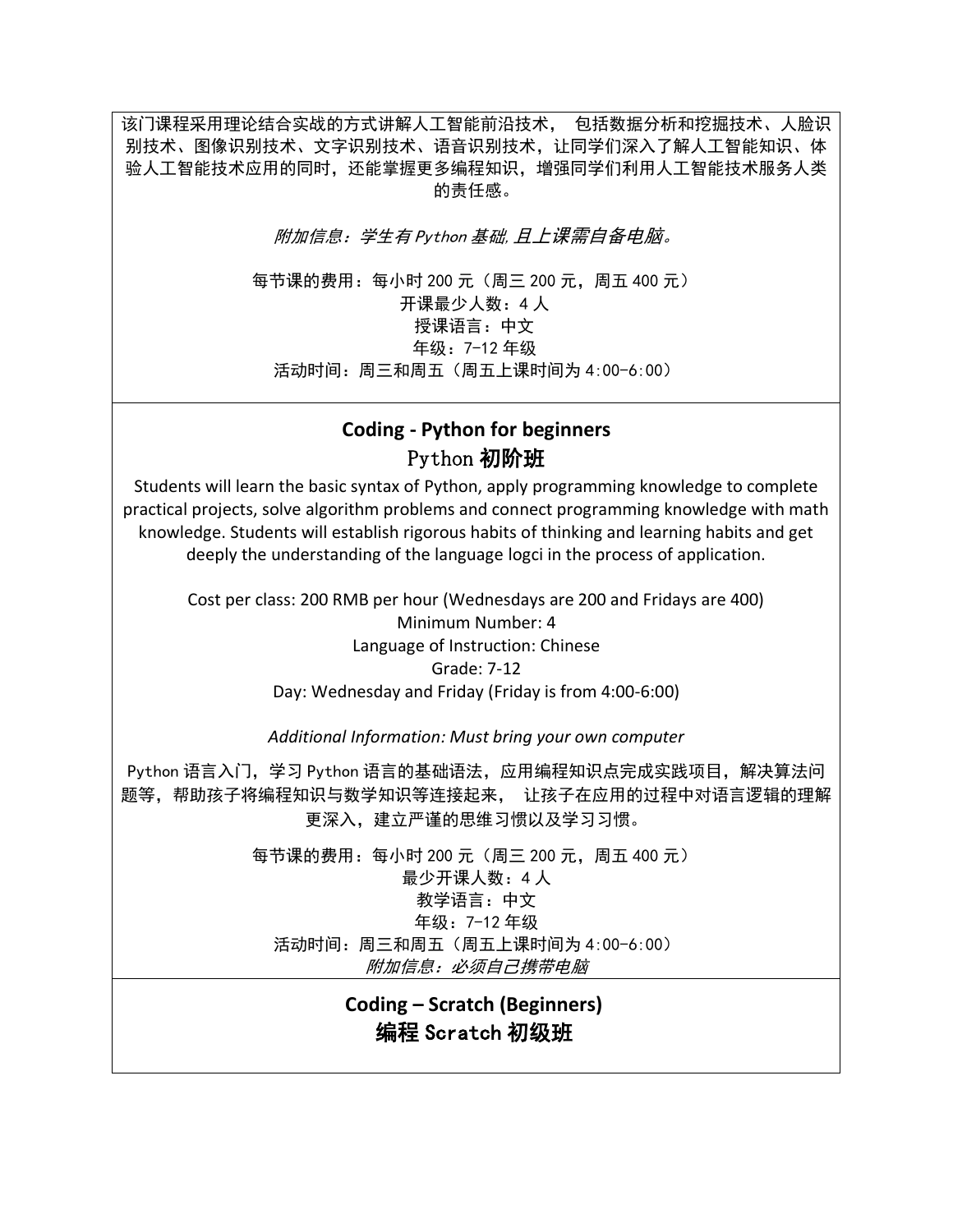该门课程采用理论结合实战的方式讲解人工智能前沿技术， 包括数据分析和挖掘技术、人脸识别技术、图像识别技术、文字识别技术、语音识别技术，让同学们深入了解人工智能知识、体验人工智能技术应用的同时，还能掌握更多编程知识，增强同学们利用人工智能技术服务人类的责任感。

*附加信息：学生有 Python 基础，且上课需自备电脑。*

每节课的费用：每小时 200 元（周三 200 元，周五 400 元）
开课最少人数：4 人
授课语言：中文
年级：7-12 年级
活动时间：周三和周五（周五上课时间为 4:00-6:00）

## Coding - Python for beginners
## Python 初阶班

Students will learn the basic syntax of Python, apply programming knowledge to complete practical projects, solve algorithm problems and connect programming knowledge with math knowledge. Students will establish rigorous habits of thinking and learning habits and get deeply the understanding of the language logci in the process of application.

Cost per class: 200 RMB per hour (Wednesdays are 200 and Fridays are 400)
Minimum Number: 4
Language of Instruction: Chinese
Grade: 7-12
Day: Wednesday and Friday (Friday is from 4:00-6:00)

*Additional Information: Must bring your own computer*

Python 语言入门，学习 Python 语言的基础语法，应用编程知识点完成实践项目，解决算法问题等，帮助孩子将编程知识与数学知识等连接起来， 让孩子在应用的过程中对语言逻辑的理解更深入，建立严谨的思维习惯以及学习习惯。

每节课的费用：每小时 200 元（周三 200 元，周五 400 元）
最少开课人数：4 人
教学语言：中文
年级：7-12 年级
活动时间：周三和周五（周五上课时间为 4:00-6:00）
*附加信息：必须自己携带电脑*

## Coding – Scratch (Beginners)
## 编程 Scratch 初级班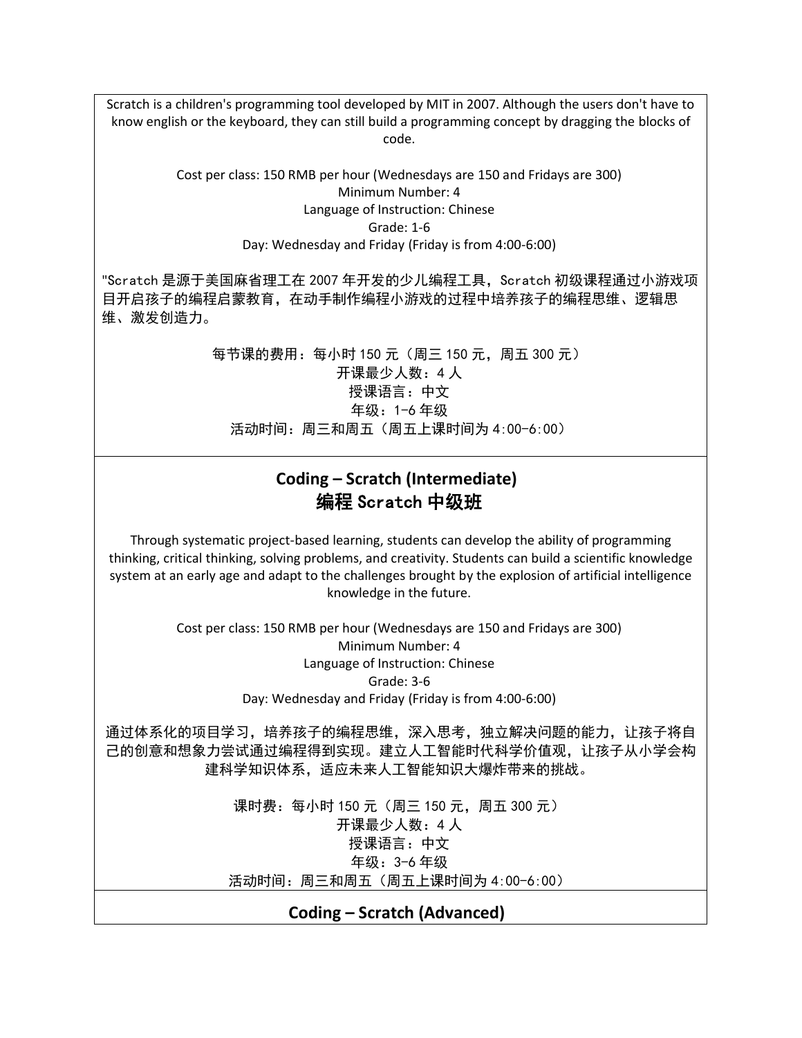Scratch is a children's programming tool developed by MIT in 2007. Although the users don't have to know english or the keyboard, they can still build a programming concept by dragging the blocks of code.

Cost per class: 150 RMB per hour (Wednesdays are 150 and Fridays are 300)
Minimum Number: 4
Language of Instruction: Chinese
Grade: 1-6
Day: Wednesday and Friday (Friday is from 4:00-6:00)

"Scratch 是源于美国麻省理工在 2007 年开发的少儿编程工具，Scratch 初级课程通过小游戏项目开启孩子的编程启蒙教育，在动手制作编程小游戏的过程中培养孩子的编程思维、逻辑思维、激发创造力。

每节课的费用：每小时 150 元（周三 150 元，周五 300 元）
开课最少人数：4 人
授课语言：中文
年级：1-6 年级
活动时间：周三和周五（周五上课时间为 4:00-6:00）

## Coding – Scratch (Intermediate)
## 编程 Scratch 中级班

Through systematic project-based learning, students can develop the ability of programming thinking, critical thinking, solving problems, and creativity. Students can build a scientific knowledge system at an early age and adapt to the challenges brought by the explosion of artificial intelligence knowledge in the future.

Cost per class: 150 RMB per hour (Wednesdays are 150 and Fridays are 300)
Minimum Number: 4
Language of Instruction: Chinese
Grade: 3-6
Day: Wednesday and Friday (Friday is from 4:00-6:00)

通过体系化的项目学习，培养孩子的编程思维，深入思考，独立解决问题的能力，让孩子将自己的创意和想象力尝试通过编程得到实现。建立人工智能时代科学价值观，让孩子从小学会构建科学知识体系，适应未来人工智能知识大爆炸带来的挑战。

课时费：每小时 150 元（周三 150 元，周五 300 元）
开课最少人数：4 人
授课语言：中文
年级：3-6 年级
活动时间：周三和周五（周五上课时间为 4:00-6:00）

## Coding – Scratch (Advanced)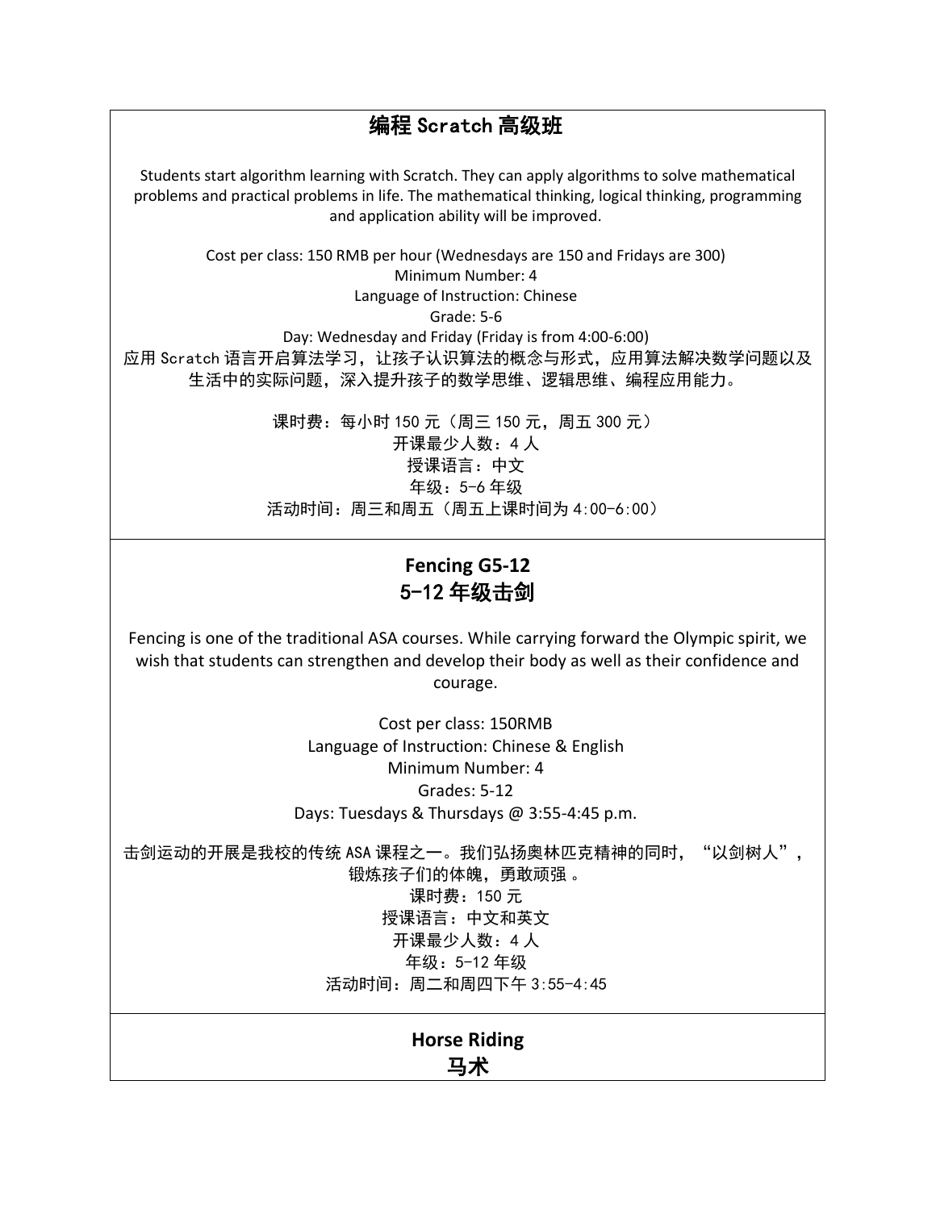## 编程 Scratch 高级班

Students start algorithm learning with Scratch. They can apply algorithms to solve mathematical problems and practical problems in life. The mathematical thinking, logical thinking, programming and application ability will be improved.

Cost per class: 150 RMB per hour (Wednesdays are 150 and Fridays are 300)
Minimum Number: 4
Language of Instruction: Chinese
Grade: 5-6
Day: Wednesday and Friday (Friday is from 4:00-6:00)

应用 Scratch 语言开启算法学习，让孩子认识算法的概念与形式，应用算法解决数学问题以及生活中的实际问题，深入提升孩子的数学思维、逻辑思维、编程应用能力。

课时费：每小时 150 元（周三 150 元，周五 300 元）
开课最少人数：4 人
授课语言：中文
年级：5-6 年级
活动时间：周三和周五（周五上课时间为 4:00-6:00）

## Fencing G5-12
## 5-12 年级击剑

Fencing is one of the traditional ASA courses. While carrying forward the Olympic spirit, we wish that students can strengthen and develop their body as well as their confidence and courage.

Cost per class: 150RMB
Language of Instruction: Chinese & English
Minimum Number: 4
Grades: 5-12
Days: Tuesdays & Thursdays @ 3:55-4:45 p.m.

击剑运动的开展是我校的传统 ASA 课程之一。我们弘扬奥林匹克精神的同时，“以剑树人”，锻炼孩子们的体魄，勇敢顽强 。

课时费：150 元
授课语言：中文和英文
开课最少人数：4 人
年级：5-12 年级
活动时间：周二和周四下午 3:55-4:45

## Horse Riding
## 马术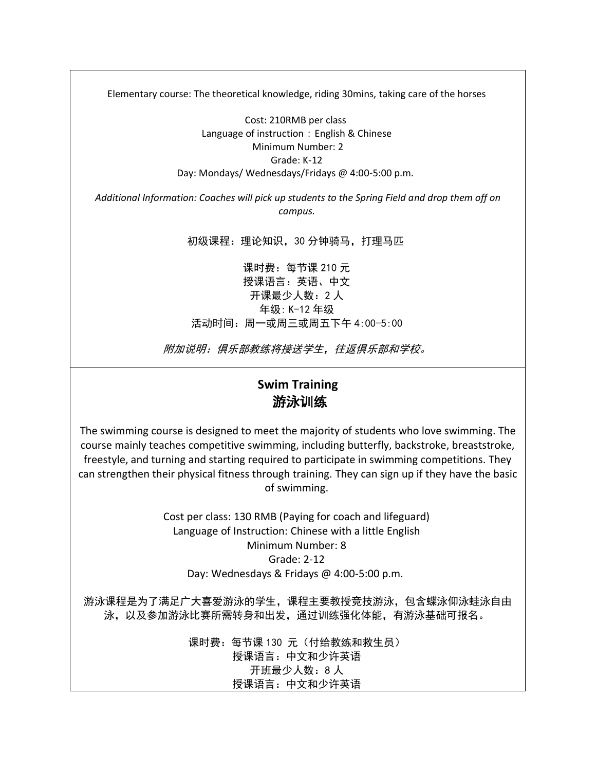Elementary course: The theoretical knowledge, riding 30mins, taking care of the horses

Cost: 210RMB per class
Language of instruction：English & Chinese
Minimum Number: 2
Grade: K-12
Day: Mondays/ Wednesdays/Fridays @ 4:00-5:00 p.m.

*Additional Information: Coaches will pick up students to the Spring Field and drop them off on campus.*

初级课程：理论知识，30 分钟骑马，打理马匹

课时费：每节课 210 元
授课语言：英语、中文
开课最少人数：2 人
年级：K-12 年级
活动时间：周一或周三或周五下午 4:00-5:00

*附加说明：俱乐部教练将接送学生，往返俱乐部和学校。*

## Swim Training
## 游泳训练

The swimming course is designed to meet the majority of students who love swimming. The course mainly teaches competitive swimming, including butterfly, backstroke, breaststroke, freestyle, and turning and starting required to participate in swimming competitions. They can strengthen their physical fitness through training. They can sign up if they have the basic of swimming.

Cost per class: 130 RMB (Paying for coach and lifeguard)
Language of Instruction: Chinese with a little English
Minimum Number: 8
Grade: 2-12
Day: Wednesdays & Fridays @ 4:00-5:00 p.m.

游泳课程是为了满足广大喜爱游泳的学生，课程主要教授竞技游泳，包含蝶泳仰泳蛙泳自由泳，以及参加游泳比赛所需转身和出发，通过训练强化体能，有游泳基础可报名。

课时费：每节课 130 元（付给教练和救生员）
授课语言：中文和少许英语
开班最少人数：8 人
授课语言：中文和少许英语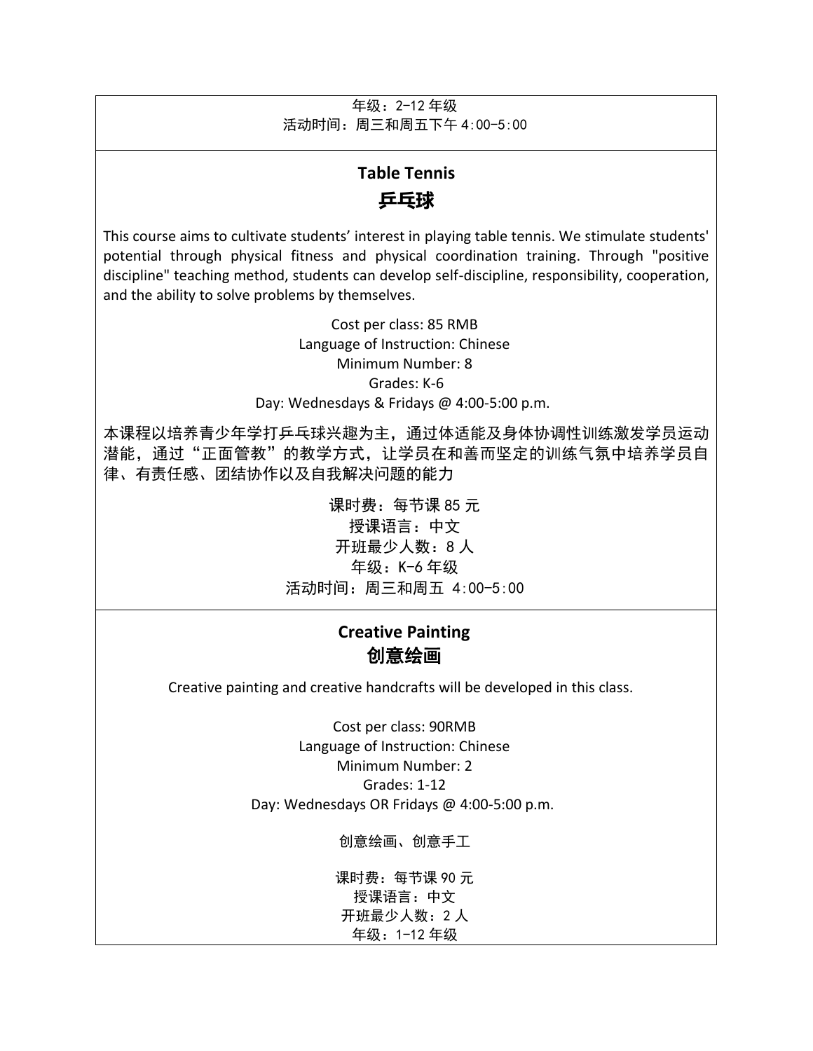年级：2-12 年级
活动时间：周三和周五下午 4:00-5:00

## Table Tennis
## 乒乓球

This course aims to cultivate students' interest in playing table tennis. We stimulate students' potential through physical fitness and physical coordination training. Through "positive discipline" teaching method, students can develop self-discipline, responsibility, cooperation, and the ability to solve problems by themselves.

Cost per class: 85 RMB
Language of Instruction: Chinese
Minimum Number: 8
Grades: K-6
Day: Wednesdays & Fridays @ 4:00-5:00 p.m.

本课程以培养青少年学打乒乓球兴趣为主，通过体适能及身体协调性训练激发学员运动潜能，通过“正面管教”的教学方式，让学员在和善而坚定的训练气氛中培养学员自律、有责任感、团结协作以及自我解决问题的能力

课时费：每节课 85 元
授课语言：中文
开班最少人数：8 人
年级：K-6 年级
活动时间：周三和周五 4:00-5:00

## Creative Painting
## 创意绘画

Creative painting and creative handcrafts will be developed in this class.

Cost per class: 90RMB
Language of Instruction: Chinese
Minimum Number: 2
Grades: 1-12
Day: Wednesdays OR Fridays @ 4:00-5:00 p.m.

创意绘画、创意手工

课时费：每节课 90 元
授课语言：中文
开班最少人数：2 人
年级：1-12 年级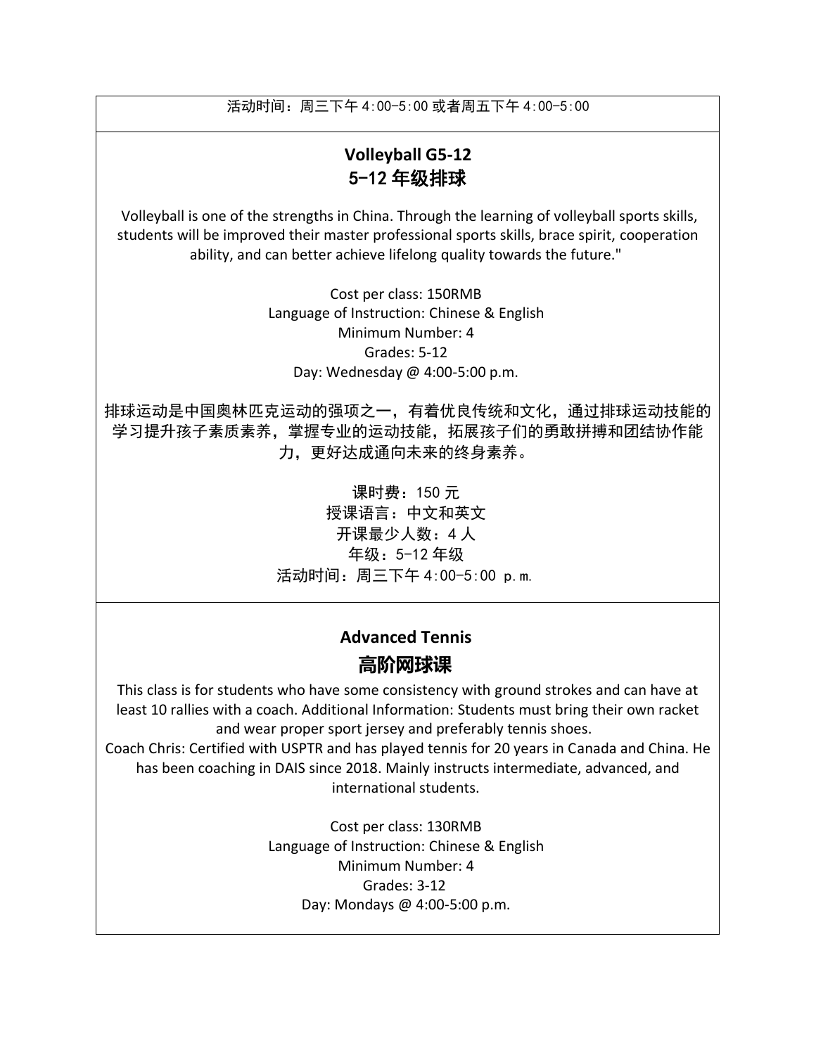活动时间：周三下午 4:00-5:00 或者周五下午 4:00-5:00

## Volleyball G5-12
## 5-12 年级排球

Volleyball is one of the strengths in China. Through the learning of volleyball sports skills, students will be improved their master professional sports skills, brace spirit, cooperation ability, and can better achieve lifelong quality towards the future."

Cost per class: 150RMB
Language of Instruction: Chinese & English
Minimum Number: 4
Grades: 5-12
Day: Wednesday @ 4:00-5:00 p.m.

排球运动是中国奥林匹克运动的强项之一，有着优良传统和文化，通过排球运动技能的学习提升孩子素质素养，掌握专业的运动技能，拓展孩子们的勇敢拼搏和团结协作能力，更好达成通向未来的终身素养。

课时费：150 元
授课语言：中文和英文
开课最少人数：4 人
年级：5-12 年级
活动时间：周三下午 4:00-5:00 p.m.

## Advanced Tennis
## 高阶网球课

This class is for students who have some consistency with ground strokes and can have at least 10 rallies with a coach. Additional Information: Students must bring their own racket and wear proper sport jersey and preferably tennis shoes.
Coach Chris: Certified with USPTR and has played tennis for 20 years in Canada and China. He has been coaching in DAIS since 2018. Mainly instructs intermediate, advanced, and international students.

Cost per class: 130RMB
Language of Instruction: Chinese & English
Minimum Number: 4
Grades: 3-12
Day: Mondays @ 4:00-5:00 p.m.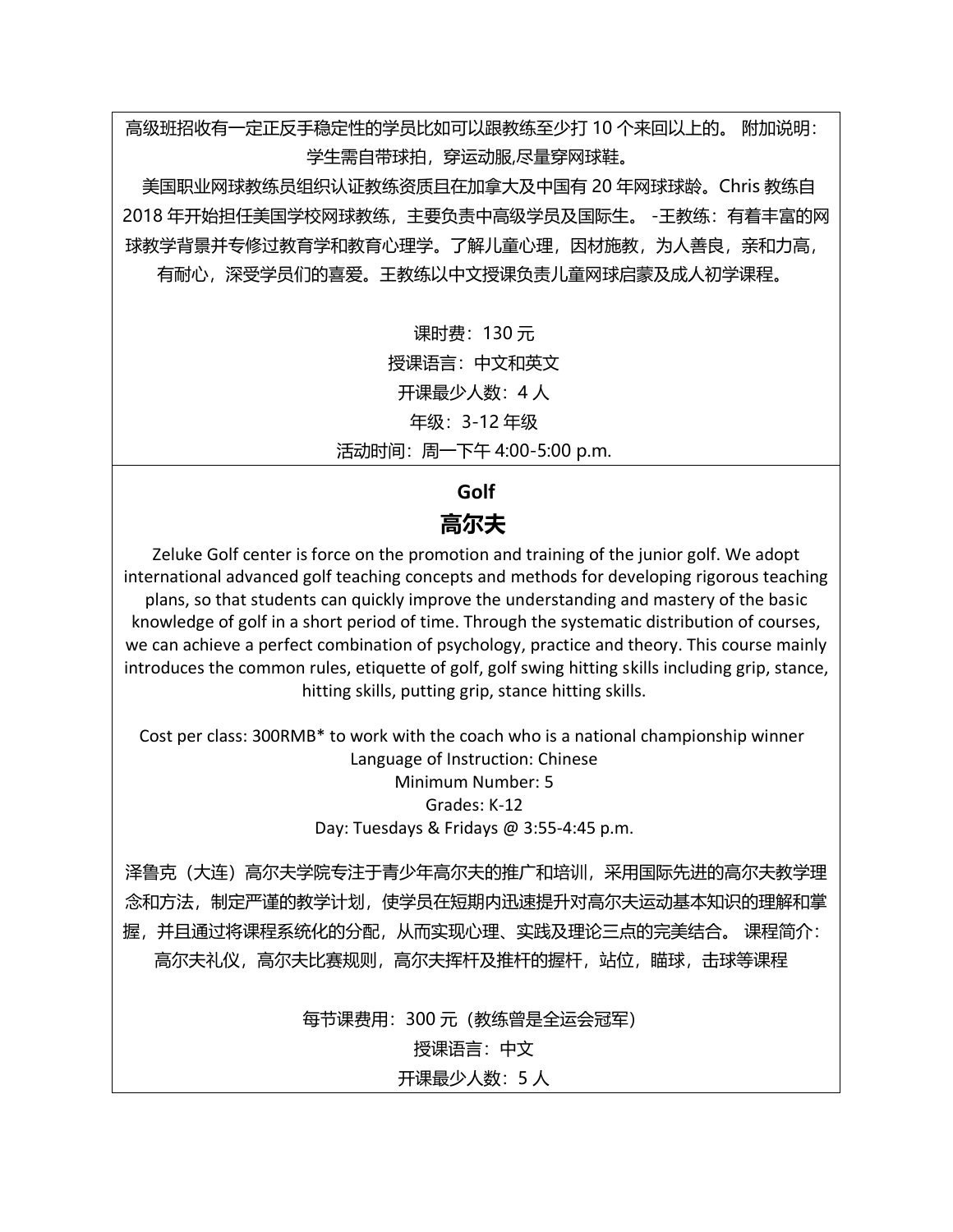高级班招收有一定正反手稳定性的学员比如可以跟教练至少打 10 个来回以上的。 附加说明：学生需自带球拍，穿运动服,尽量穿网球鞋。

美国职业网球教练员组织认证教练资质且在加拿大及中国有 20 年网球球龄。Chris 教练自 2018 年开始担任美国学校网球教练，主要负责中高级学员及国际生。 -王教练：有着丰富的网球教学背景并专修过教育学和教育心理学。了解儿童心理，因材施教，为人善良，亲和力高，有耐心，深受学员们的喜爱。王教练以中文授课负责儿童网球启蒙及成人初学课程。

课时费：130 元

授课语言：中文和英文

开课最少人数：4 人

年级：3-12 年级

活动时间：周一下午 4:00-5:00 p.m.

## Golf
## 高尔夫

Zeluke Golf center is force on the promotion and training of the junior golf. We adopt international advanced golf teaching concepts and methods for developing rigorous teaching plans, so that students can quickly improve the understanding and mastery of the basic knowledge of golf in a short period of time. Through the systematic distribution of courses, we can achieve a perfect combination of psychology, practice and theory. This course mainly introduces the common rules, etiquette of golf, golf swing hitting skills including grip, stance, hitting skills, putting grip, stance hitting skills.

Cost per class: 300RMB* to work with the coach who is a national championship winner

Language of Instruction: Chinese

Minimum Number: 5

Grades: K-12

Day: Tuesdays & Fridays @ 3:55-4:45 p.m.

泽鲁克（大连）高尔夫学院专注于青少年高尔夫的推广和培训，采用国际先进的高尔夫教学理念和方法，制定严谨的教学计划，使学员在短期内迅速提升对高尔夫运动基本知识的理解和掌握，并且通过将课程系统化的分配，从而实现心理、实践及理论三点的完美结合。 课程简介：高尔夫礼仪，高尔夫比赛规则，高尔夫挥杆及推杆的握杆，站位，瞄球，击球等课程

每节课费用：300 元（教练曾是全运会冠军）

授课语言：中文

开课最少人数：5 人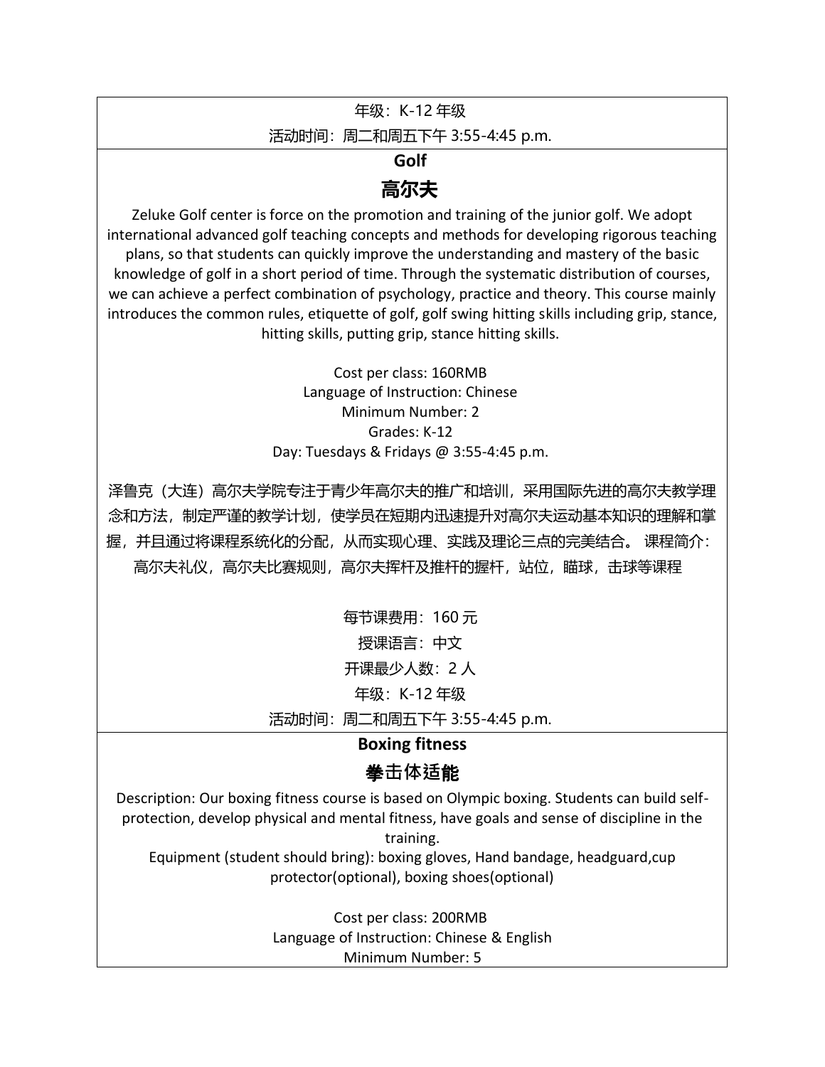年级：K-12 年级

活动时间：周二和周五下午 3:55-4:45 p.m.

## Golf

## 高尔夫

Zeluke Golf center is force on the promotion and training of the junior golf. We adopt international advanced golf teaching concepts and methods for developing rigorous teaching plans, so that students can quickly improve the understanding and mastery of the basic knowledge of golf in a short period of time. Through the systematic distribution of courses, we can achieve a perfect combination of psychology, practice and theory. This course mainly introduces the common rules, etiquette of golf, golf swing hitting skills including grip, stance, hitting skills, putting grip, stance hitting skills.

Cost per class: 160RMB
Language of Instruction: Chinese
Minimum Number: 2
Grades: K-12
Day: Tuesdays & Fridays @ 3:55-4:45 p.m.

泽鲁克（大连）高尔夫学院专注于青少年高尔夫的推广和培训，采用国际先进的高尔夫教学理念和方法，制定严谨的教学计划，使学员在短期内迅速提升对高尔夫运动基本知识的理解和掌握，并且通过将课程系统化的分配，从而实现心理、实践及理论三点的完美结合。 课程简介：高尔夫礼仪，高尔夫比赛规则，高尔夫挥杆及推杆的握杆，站位，瞄球，击球等课程

每节课费用：160 元

授课语言：中文

开课最少人数：2 人

年级：K-12 年级

活动时间：周二和周五下午 3:55-4:45 p.m.

## Boxing fitness

## 拳击体适能

Description: Our boxing fitness course is based on Olympic boxing. Students can build self-protection, develop physical and mental fitness, have goals and sense of discipline in the training.
Equipment (student should bring): boxing gloves, Hand bandage, headguard,cup protector(optional), boxing shoes(optional)

Cost per class: 200RMB
Language of Instruction: Chinese & English
Minimum Number: 5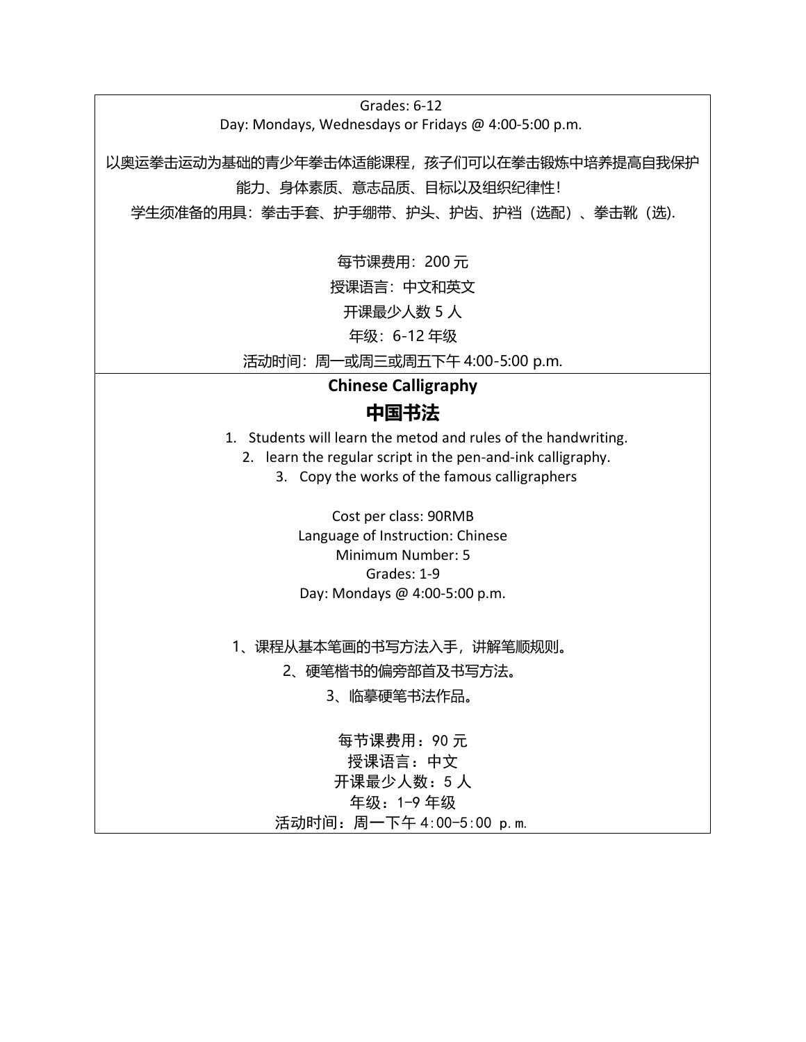Grades: 6-12
Day: Mondays, Wednesdays or Fridays @ 4:00-5:00 p.m.

以奥运拳击运动为基础的青少年拳击体适能课程，孩子们可以在拳击锻炼中培养提高自我保护能力、身体素质、意志品质、目标以及组织纪律性！
学生须准备的用具：拳击手套、护手绷带、护头、护齿、护裆（选配）、拳击靴（选).

每节课费用：200 元
授课语言：中文和英文
开课最少人数 5 人
年级：6-12 年级
活动时间：周一或周三或周五下午 4:00-5:00 p.m.

## Chinese Calligraphy

## 中国书法

1. Students will learn the metod and rules of the handwriting.
2. learn the regular script in the pen-and-ink calligraphy.
3. Copy the works of the famous calligraphers

Cost per class: 90RMB
Language of Instruction: Chinese
Minimum Number: 5
Grades: 1-9
Day: Mondays @ 4:00-5:00 p.m.

1、课程从基本笔画的书写方法入手，讲解笔顺规则。
2、硬笔楷书的偏旁部首及书写方法。
3、临摹硬笔书法作品。

每节课费用：90 元
授课语言：中文
开课最少人数：5 人
年级：1-9 年级
活动时间：周一下午 4:00-5:00 p.m.